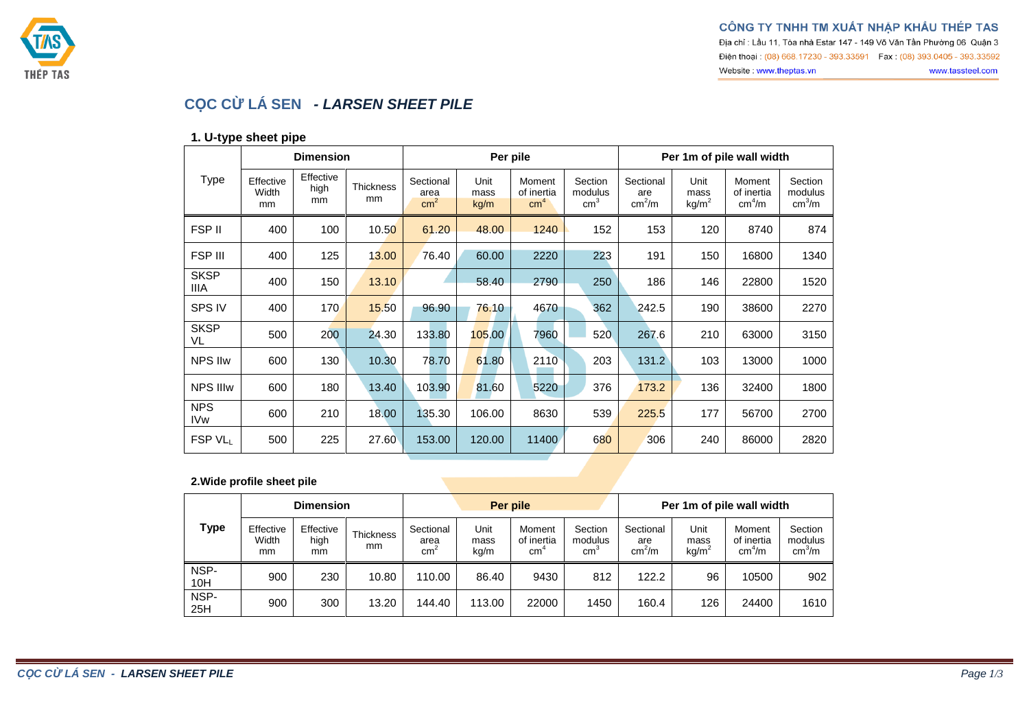CÔNG TY TNHH TM XUẤT NHẬP KHẨU THÉP TAS

Địa chỉ : Lầu 11, Tòa nhà Estar 147 - 149 Võ Văn Tần Phường 06 Quận 3

Điện thoại : (08) 668.17230 - 393.33591 Fax : (08) 393.0405 - 393.33592

Website : www.theptas.vn www.tassteel.com

# CỌC CỪ LÁ SEN *- LARSEN SHEET PILE*

## 1. U-type sheet pipe

| Type | Dimension | | | Per pile | | | | Per 1m of pile wall width | | | |
|---|---|---|---|---|---|---|---|---|---|---|---|
| | Effective Width mm | Effective high mm | Thickness mm | Sectional area $cm^2$ | Unit mass kg/m | Moment of inertia $cm^4$ | Section modulus $cm^3$ | Sectional are $cm^2/m$ | Unit mass $kg/m^2$ | Moment of inertia $cm^4/m$ | Section modulus $cm^3/m$ |
| FSP II | 400 | 100 | 10.50 | 61.20 | 48.00 | 1240 | 152 | 153 | 120 | 8740 | 874 |
| FSP III | 400 | 125 | 13.00 | 76.40 | 60.00 | 2220 | 223 | 191 | 150 | 16800 | 1340 |
| SKSP IIIA | 400 | 150 | 13.10 | | 58.40 | 2790 | 250 | 186 | 146 | 22800 | 1520 |
| SPS IV | 400 | 170 | 15.50 | 96.90 | 76.10 | 4670 | 362 | 242.5 | 190 | 38600 | 2270 |
| SKSP VL | 500 | 200 | 24.30 | 133.80 | 105.00 | 7960 | 520 | 267.6 | 210 | 63000 | 3150 |
| NPS IIw | 600 | 130 | 10.30 | 78.70 | 61.80 | 2110 | 203 | 131.2 | 103 | 13000 | 1000 |
| NPS IIIw | 600 | 180 | 13.40 | 103.90 | 81.60 | 5220 | 376 | 173.2 | 136 | 32400 | 1800 |
| NPS IVw | 600 | 210 | 18.00 | 135.30 | 106.00 | 8630 | 539 | 225.5 | 177 | 56700 | 2700 |
| FSP $VL_L$ | 500 | 225 | 27.60 | 153.00 | 120.00 | 11400 | 680 | 306 | 240 | 86000 | 2820 |

## 2.Wide profile sheet pile

| **Type** | Dimension | | | Per pile | | | | Per 1m of pile wall width | | | |
|---|---|---|---|---|---|---|---|---|---|---|---|
| | Effective Width mm | Effective high mm | Thickness mm | Sectional area $cm^2$ | Unit mass kg/m | Moment of inertia $cm^4$ | Section modulus $cm^3$ | Sectional are $cm^2/m$ | Unit mass $kg/m^2$ | Moment of inertia $cm^4/m$ | Section modulus $cm^3/m$ |
| NSP-10H | 900 | 230 | 10.80 | 110.00 | 86.40 | 9430 | 812 | 122.2 | 96 | 10500 | 902 |
| NSP-25H | 900 | 300 | 13.20 | 144.40 | 113.00 | 22000 | 1450 | 160.4 | 126 | 24400 | 1610 |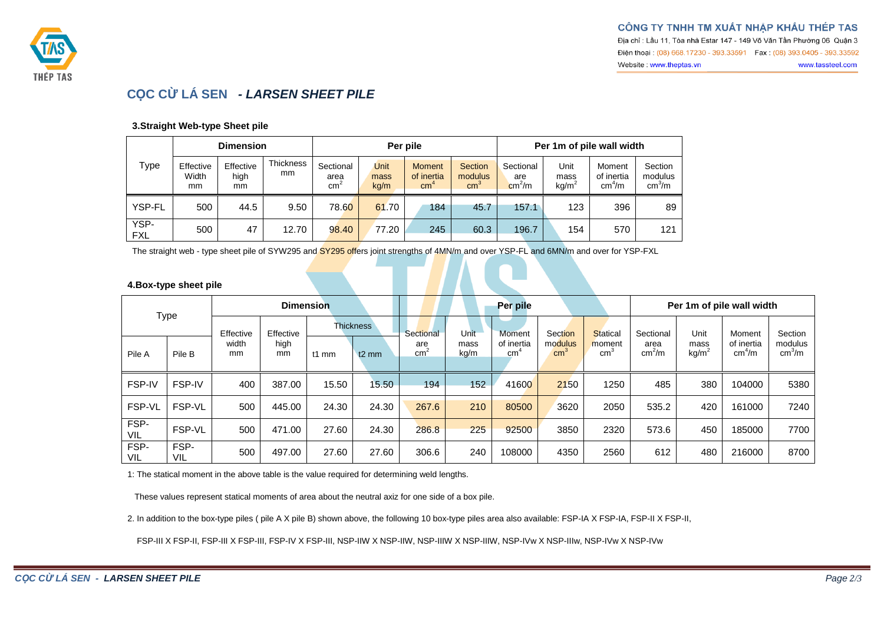# CỌC CỪ LÁ SEN - *LARSEN SHEET PILE*

### 3.Straight Web-type Sheet pile

| Type | Dimension | | | Per pile | | | | Per 1m of pile wall width | | | |
|---|---|---|---|---|---|---|---|---|---|---|---|
| | Effective Width mm | Effective high mm | Thickness mm | Sectional area $cm^2$ | Unit mass kg/m | Moment of inertia $cm^4$ | Section modulus $cm^3$ | Sectional are $cm^2/m$ | Unit mass $kg/m^2$ | Moment of inertia $cm^4/m$ | Section modulus $cm^3/m$ |
| YSP-FL | 500 | 44.5 | 9.50 | 78.60 | 61.70 | 184 | 45.7 | 157.1 | 123 | 396 | 89 |
| YSP-FXL | 500 | 47 | 12.70 | 98.40 | 77.20 | 245 | 60.3 | 196.7 | 154 | 570 | 121 |

The straight web - type sheet pile of SYW295 and SY295 offers joint strengths of 4MN/m and over YSP-FL and 6MN/m and over for YSP-FXL

### 4.Box-type sheet pile

| Type | | Dimension | | | | Per pile | | | | | Per 1m of pile wall width | | | |
|---|---|---|---|---|---|---|---|---|---|---|---|---|---|---|
| | | Effective width mm | Effective high mm | Thickness | | Sectional are $cm^2$ | Unit mass kg/m | Moment of inertia $cm^4$ | Section modulus $cm^3$ | Statical moment $cm^3$ | Sectional area $cm^2/m$ | Unit mass $kg/m^2$ | Moment of inertia $cm^4/m$ | Section modulus $cm^3/m$ |
| Pile A | Pile B | | | t1 mm | t2 mm | | | | | | | | | |
| FSP-IV | FSP-IV | 400 | 387.00 | 15.50 | 15.50 | 194 | 152 | 41600 | 2150 | 1250 | 485 | 380 | 104000 | 5380 |
| FSP-VL | FSP-VL | 500 | 445.00 | 24.30 | 24.30 | 267.6 | 210 | 80500 | 3620 | 2050 | 535.2 | 420 | 161000 | 7240 |
| FSP-VIL | FSP-VL | 500 | 471.00 | 27.60 | 24.30 | 286.8 | 225 | 92500 | 3850 | 2320 | 573.6 | 450 | 185000 | 7700 |
| FSP-VIL | FSP-VIL | 500 | 497.00 | 27.60 | 27.60 | 306.6 | 240 | 108000 | 4350 | 2560 | 612 | 480 | 216000 | 8700 |

1: The statical moment in the above table is the value required for determining weld lengths.

These values represent statical moments of area about the neutral axiz for one side of a box pile.

2. In addition to the box-type piles ( pile A X pile B) shown above, the following 10 box-type piles area also available: FSP-IA X FSP-IA, FSP-II X FSP-II, FSP-III X FSP-II, FSP-III X FSP-III, FSP-IV X FSP-III, NSP-IIW X NSP-IIW, NSP-IIIW X NSP-IIIW, NSP-IVw X NSP-IIIw, NSP-IVw X NSP-IVw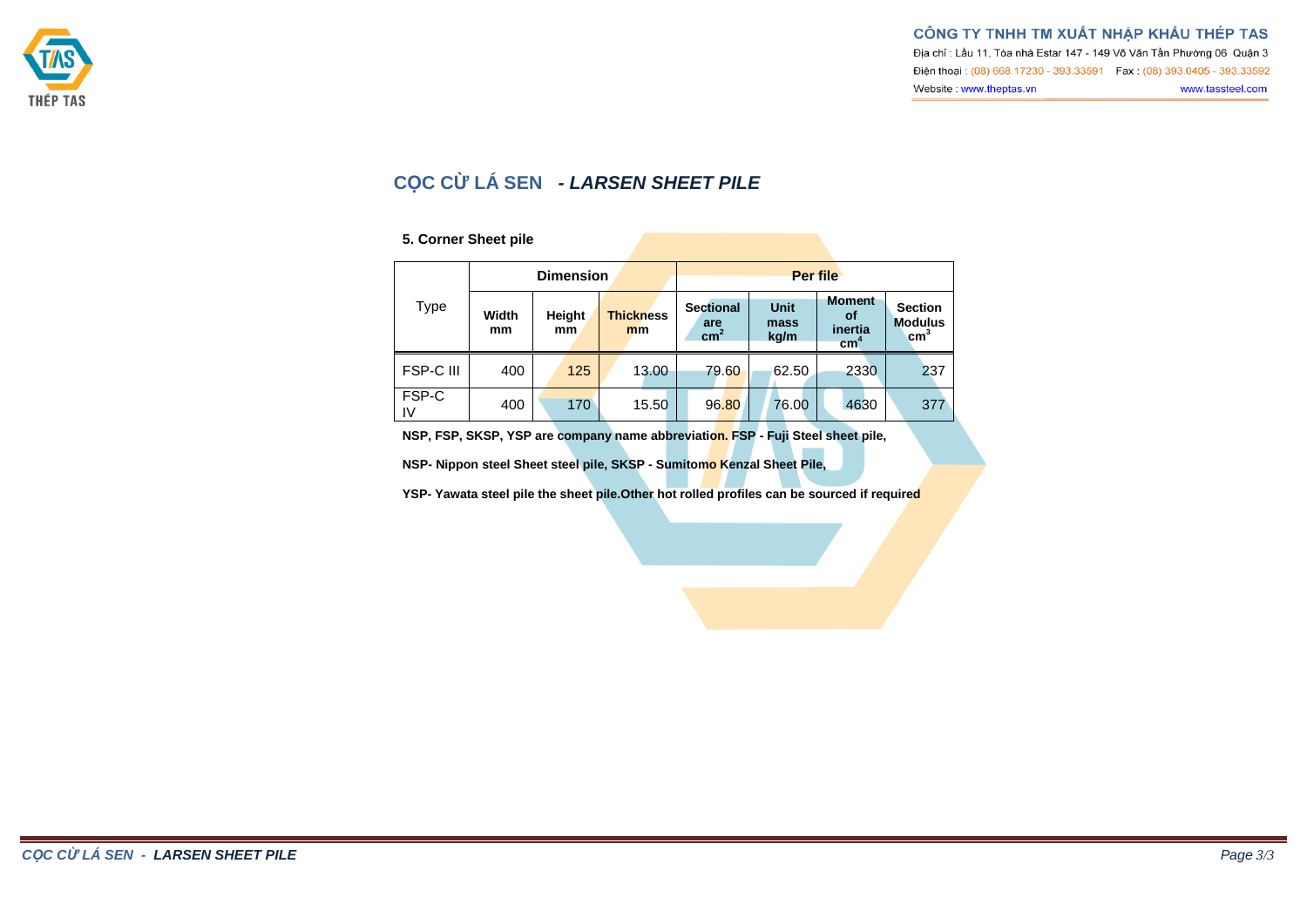## COỌC CỪ LÁ SEN - *LARSEN SHEET PILE*

**5. Corner Sheet pile**

| Type | Dimension | | | Per file | | | |
|---|---|---|---|---|---|---|---|
| | Width mm | Height mm | Thickness mm | Sectional are $cm^2$ | Unit mass kg/m | Moment of inertia $cm^4$ | Section Modulus $cm^3$ |
| FSP-C III | 400 | 125 | 13.00 | 79.60 | 62.50 | 2330 | 237 |
| FSP-C IV | 400 | 170 | 15.50 | 96.80 | 76.00 | 4630 | 377 |

**NSP, FSP, SKSP, YSP are company name abbreviation. FSP - Fuji Steel sheet pile,**

**NSP- Nippon steel Sheet steel pile, SKSP - Sumitomo Kenzal Sheet Pile,**

**YSP- Yawata steel pile the sheet pile.Other hot rolled profiles can be sourced if required**